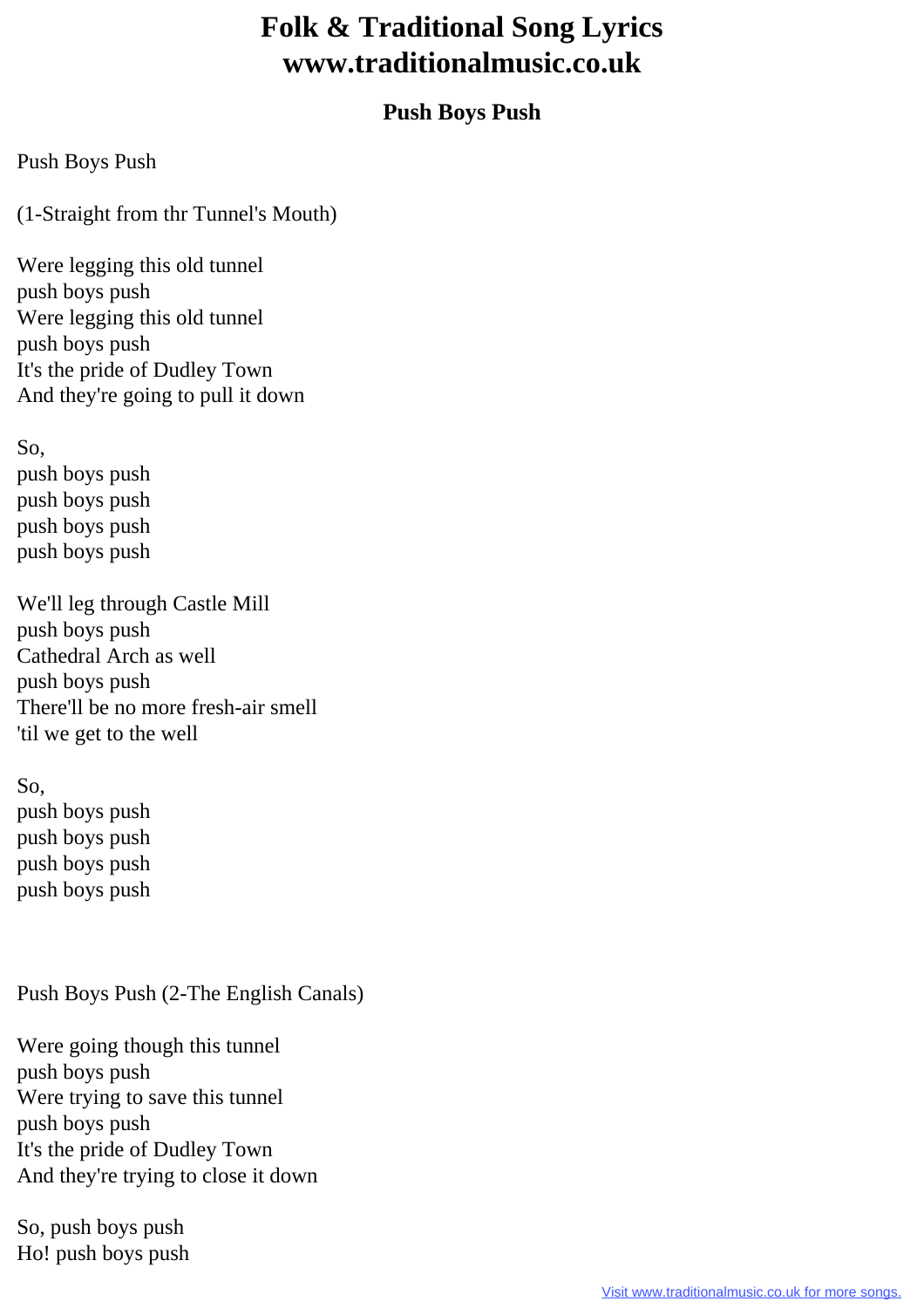# Folk & Traditional Song Lyrics
# www.traditionalmusic.co.uk

## Push Boys Push

Push Boys Push

(1-Straight from thr Tunnel's Mouth)

Were legging this old tunnel  
push boys push  
Were legging this old tunnel  
push boys push  
It's the pride of Dudley Town  
And they're going to pull it down

So,  
push boys push  
push boys push  
push boys push  
push boys push

We'll leg through Castle Mill  
push boys push  
Cathedral Arch as well  
push boys push  
There'll be no more fresh-air smell  
'til we get to the well

So,  
push boys push  
push boys push  
push boys push  
push boys push

Push Boys Push (2-The English Canals)

Were going though this tunnel  
push boys push  
Were trying to save this tunnel  
push boys push  
It's the pride of Dudley Town  
And they're trying to close it down

So, push boys push  
Ho! push boys push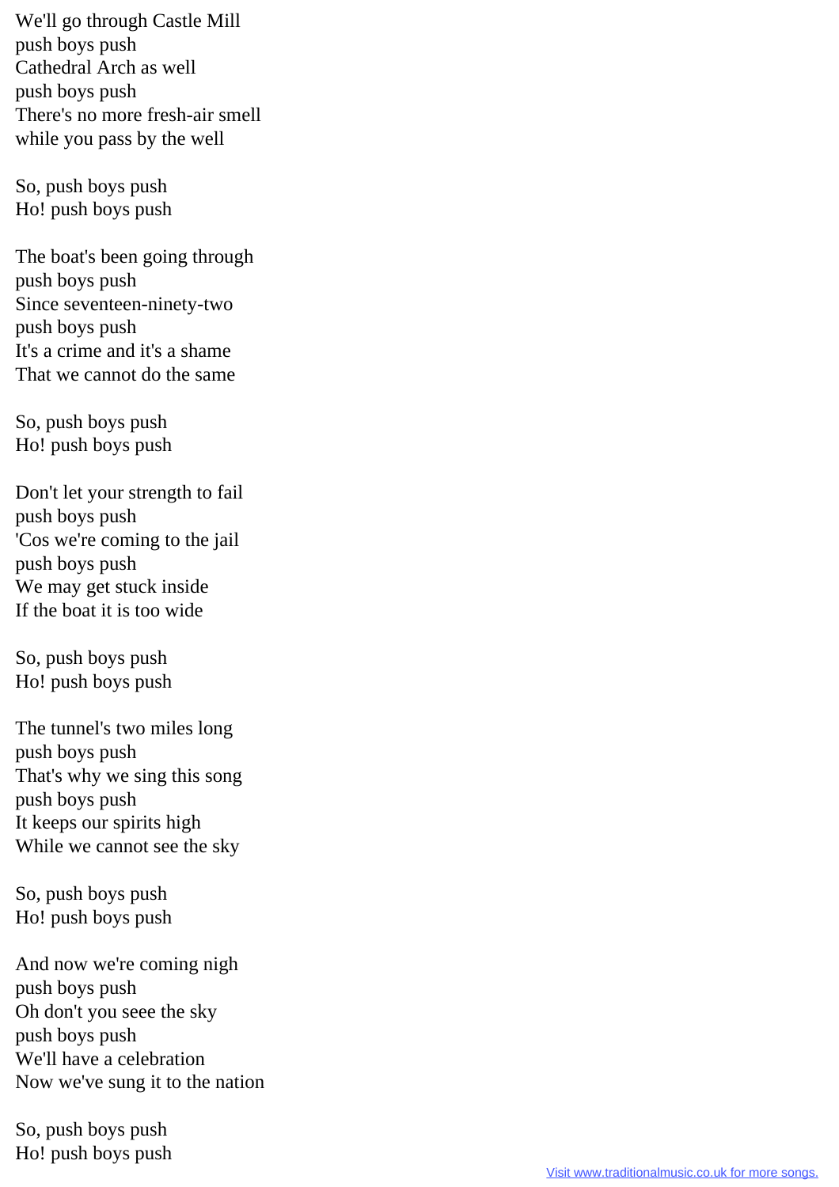We'll go through Castle Mill
push boys push
Cathedral Arch as well
push boys push
There's no more fresh-air smell
while you pass by the well

So, push boys push
Ho! push boys push

The boat's been going through
push boys push
Since seventeen-ninety-two
push boys push
It's a crime and it's a shame
That we cannot do the same

So, push boys push
Ho! push boys push

Don't let your strength to fail
push boys push
'Cos we're coming to the jail
push boys push
We may get stuck inside
If the boat it is too wide

So, push boys push
Ho! push boys push

The tunnel's two miles long
push boys push
That's why we sing this song
push boys push
It keeps our spirits high
While we cannot see the sky

So, push boys push
Ho! push boys push

And now we're coming nigh
push boys push
Oh don't you seee the sky
push boys push
We'll have a celebration
Now we've sung it to the nation

So, push boys push
Ho! push boys push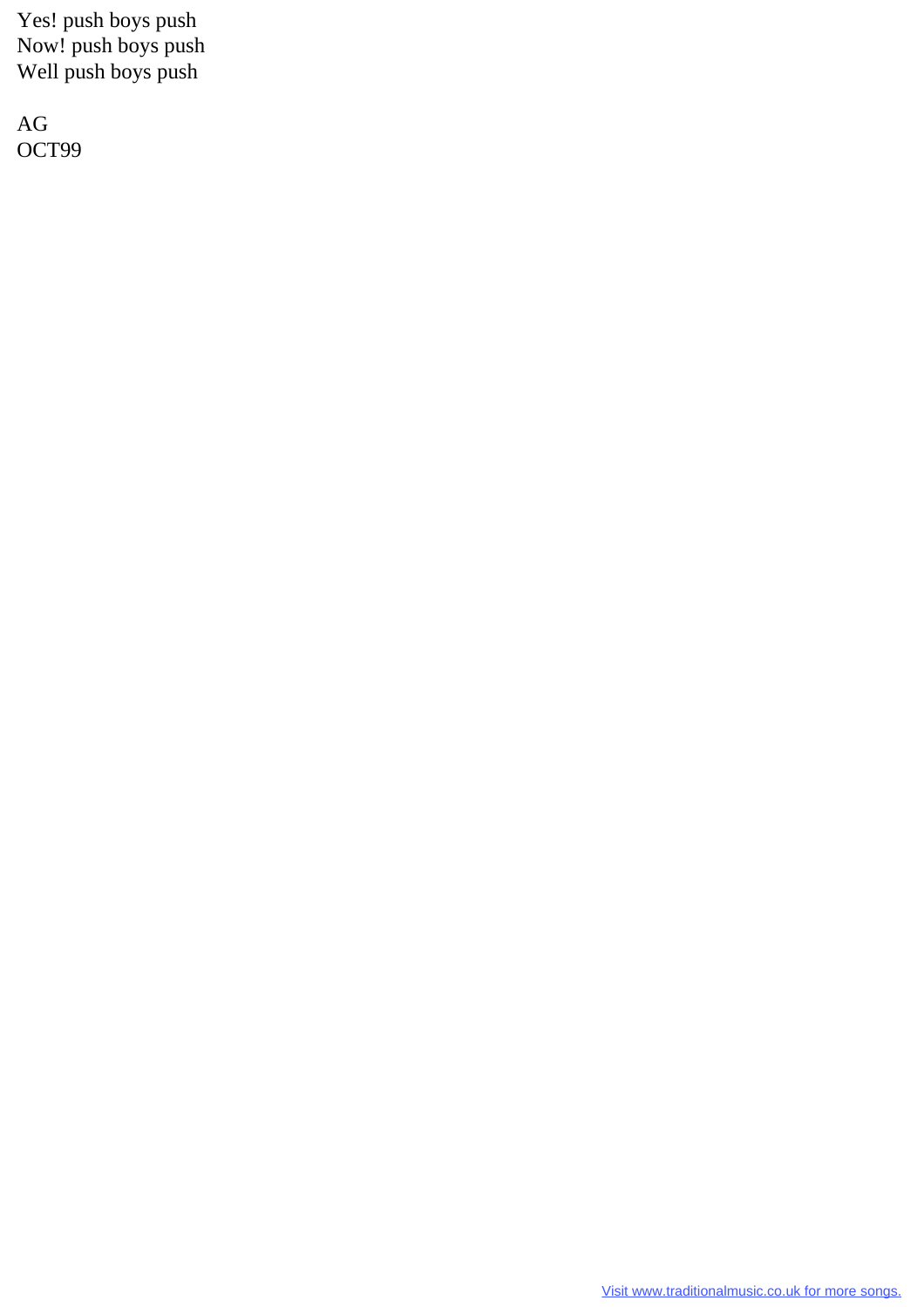Yes! push boys push
Now! push boys push
Well push boys push

AG
OCT99